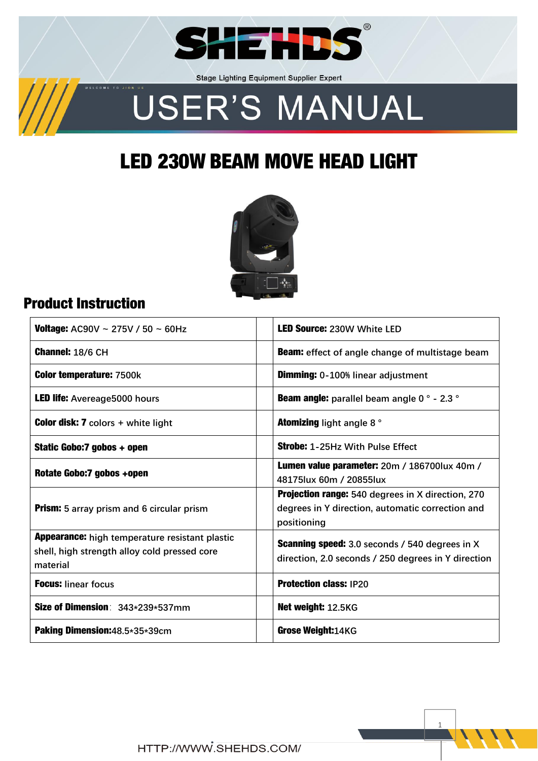SHEHDS®

Stage Lighting Equipment Supplier Expert

WELCOME TO JION US

# USER'S MANUAL

# LED 230W BEAM MOVE HEAD LIGHT

## Product Instruction

| | | |
|---|---|---|
| **Voltage:** AC90V ~ 275V / 50 ~ 60Hz | | **LED Source:** 230W White LED |
| **Channel:** 18/6 CH | | **Beam:** effect of angle change of multistage beam |
| **Color temperature:** 7500k | | **Dimming:** 0-100% linear adjustment |
| **LED life:** Avereage5000 hours | | **Beam angle:** parallel beam angle 0 ° - 2.3 ° |
| **Color disk: 7** colors + white light | | **Atomizing** light angle 8 ° |
| **Static Gobo:7 gobos + open** | | **Strobe:** 1-25Hz With Pulse Effect |
| **Rotate Gobo:7 gobos +open** | | **Lumen value parameter:** 20m / 186700lux 40m / 48175lux 60m / 20855lux |
| **Prism:** 5 array prism and 6 circular prism | | **Projection range:** 540 degrees in X direction, 270 degrees in Y direction, automatic correction and positioning |
| **Appearance:** high temperature resistant plastic shell, high strength alloy cold pressed core material | | **Scanning speed:** 3.0 seconds / 540 degrees in X direction, 2.0 seconds / 250 degrees in Y direction |
| **Focus:** linear focus | | **Protection class:** IP20 |
| **Size of Dimension**: 343*239*537mm | | **Net weight:** 12.5KG |
| **Paking Dimension:**48.5*35*39cm | | **Grose Weight:**14KG |

HTTP://WWW.SHEHDS.COM/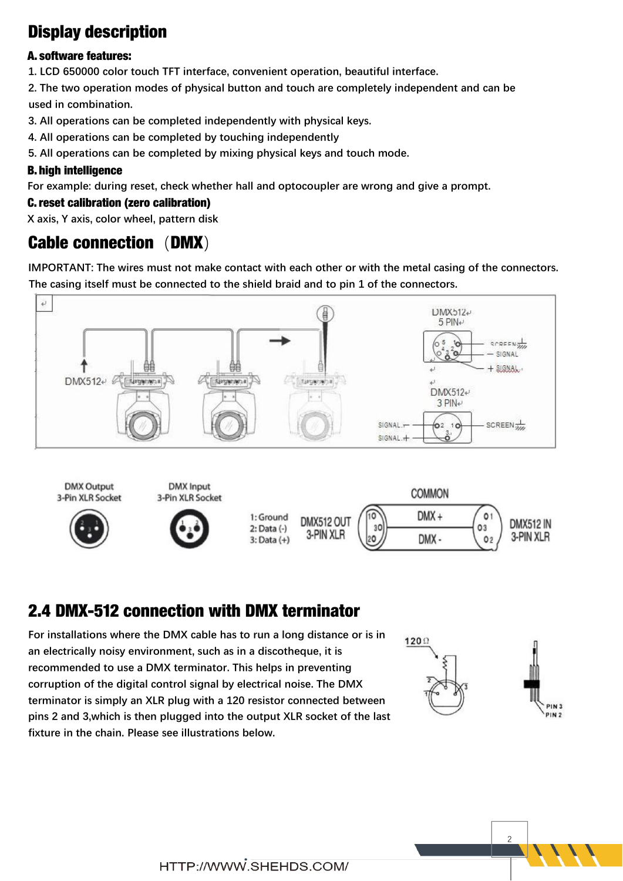# Display description

**A. software features:**

1. LCD 650000 color touch TFT interface, convenient operation, beautiful interface.
2. The two operation modes of physical button and touch are completely independent and can be used in combination.
3. All operations can be completed independently with physical keys.
4. All operations can be completed by touching independently
5. All operations can be completed by mixing physical keys and touch mode.

**B. high intelligence**

For example: during reset, check whether hall and optocoupler are wrong and give a prompt.

**C. reset calibration (zero calibration)**

X axis, Y axis, color wheel, pattern disk

# Cable connection（DMX）

IMPORTANT: The wires must not make contact with each other or with the metal casing of the connectors. The casing itself must be connected to the shield braid and to pin 1 of the connectors.

## 2.4 DMX-512 connection with DMX terminator

For installations where the DMX cable has to run a long distance or is in an electrically noisy environment, such as in a discotheque, it is recommended to use a DMX terminator. This helps in preventing corruption of the digital control signal by electrical noise. The DMX terminator is simply an XLR plug with a 120 resistor connected between pins 2 and 3,which is then plugged into the output XLR socket of the last fixture in the chain. Please see illustrations below.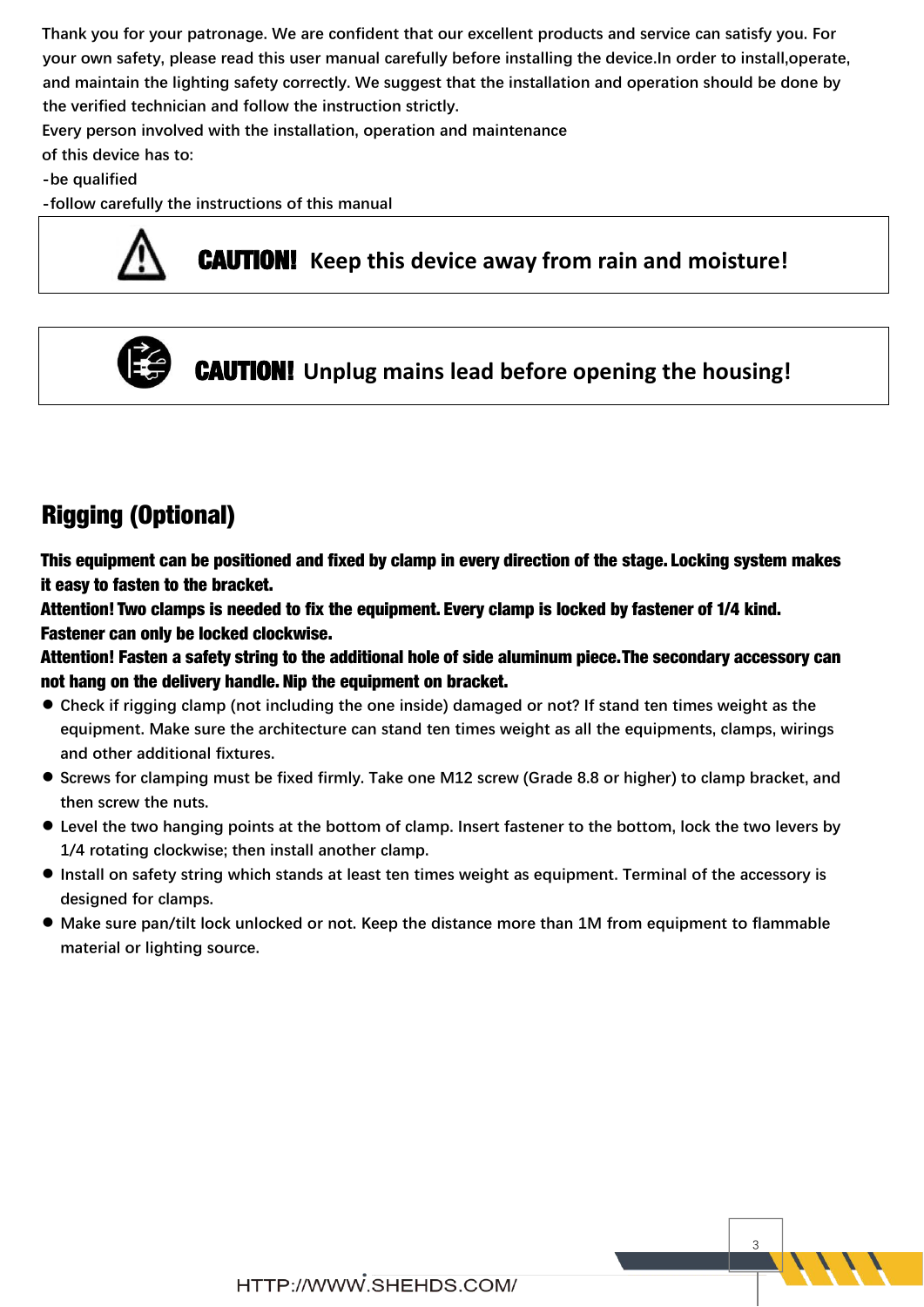Thank you for your patronage. We are confident that our excellent products and service can satisfy you. For your own safety, please read this user manual carefully before installing the device.In order to install,operate, and maintain the lighting safety correctly. We suggest that the installation and operation should be done by the verified technician and follow the instruction strictly.

Every person involved with the installation, operation and maintenance of this device has to:

-be qualified

-follow carefully the instructions of this manual

**CAUTION! Keep this device away from rain and moisture!**

**CAUTION! Unplug mains lead before opening the housing!**

## Rigging (Optional)

**This equipment can be positioned and fixed by clamp in every direction of the stage. Locking system makes it easy to fasten to the bracket.**

**Attention! Two clamps is needed to fix the equipment. Every clamp is locked by fastener of 1/4 kind. Fastener can only be locked clockwise.**

**Attention! Fasten a safety string to the additional hole of side aluminum piece.The secondary accessory can not hang on the delivery handle. Nip the equipment on bracket.**

- Check if rigging clamp (not including the one inside) damaged or not? If stand ten times weight as the equipment. Make sure the architecture can stand ten times weight as all the equipments, clamps, wirings and other additional fixtures.
- Screws for clamping must be fixed firmly. Take one M12 screw (Grade 8.8 or higher) to clamp bracket, and then screw the nuts.
- Level the two hanging points at the bottom of clamp. Insert fastener to the bottom, lock the two levers by 1/4 rotating clockwise; then install another clamp.
- Install on safety string which stands at least ten times weight as equipment. Terminal of the accessory is designed for clamps.
- Make sure pan/tilt lock unlocked or not. Keep the distance more than 1M from equipment to flammable material or lighting source.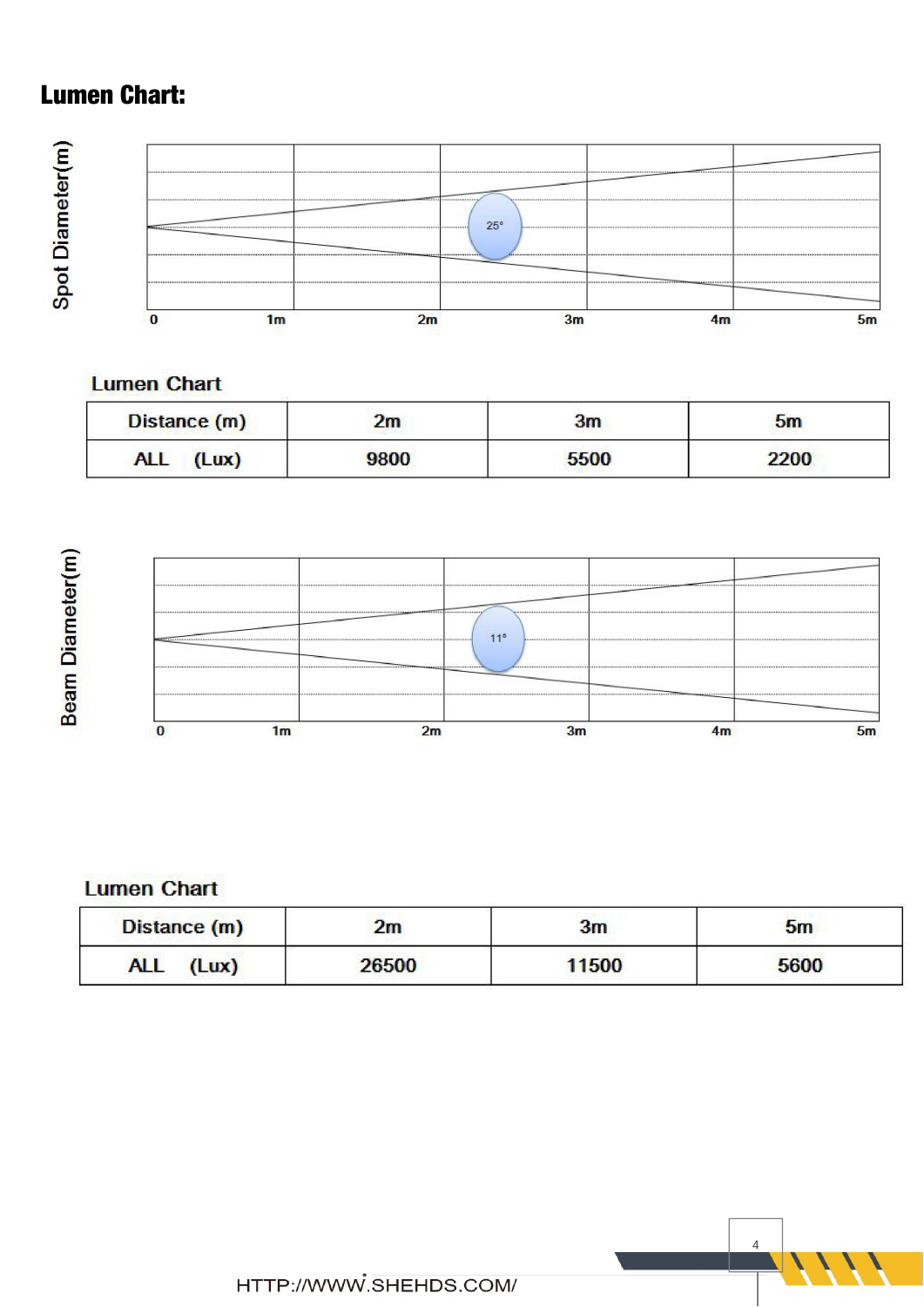## Lumen Chart:

Spot Diameter(m)

25°

0 1m 2m 3m 4m 5m

Lumen Chart

| Distance (m) | 2m | 3m | 5m |
|---|---|---|---|
| ALL (Lux) | 9800 | 5500 | 2200 |

Beam Diameter(m)

11°

0 1m 2m 3m 4m 5m

Lumen Chart

| Distance (m) | 2m | 3m | 5m |
|---|---|---|---|
| ALL (Lux) | 26500 | 11500 | 5600 |

HTTP://WWW.SHEHDS.COM/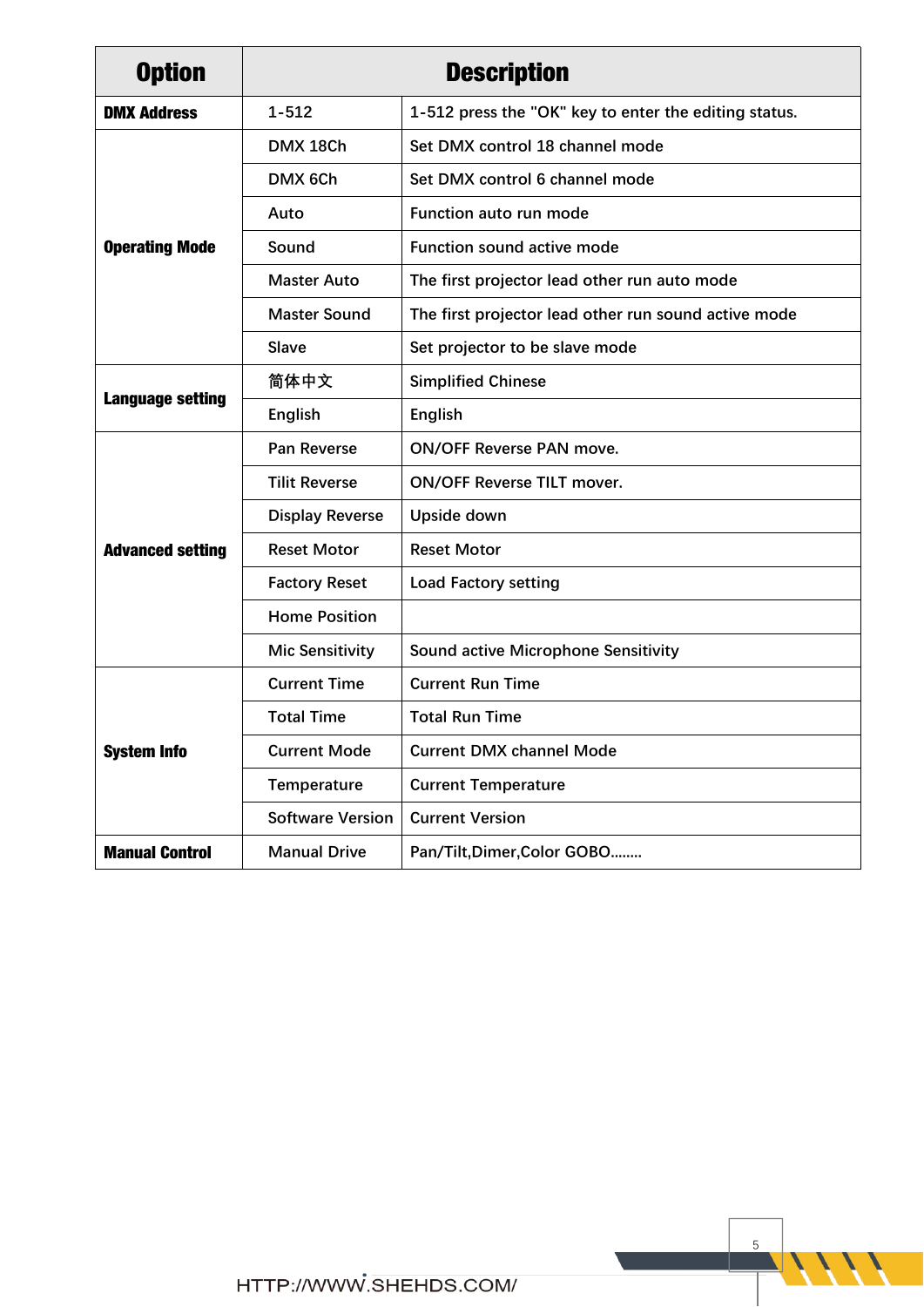| Option | Description | |
|---|---|---|
| **DMX Address** | 1-512 | 1-512 press the "OK" key to enter the editing status. |
| **Operating Mode** | DMX 18Ch | Set DMX control 18 channel mode |
| | DMX 6Ch | Set DMX control 6 channel mode |
| | Auto | Function auto run mode |
| | Sound | Function sound active mode |
| | Master Auto | The first projector lead other run auto mode |
| | Master Sound | The first projector lead other run sound active mode |
| | Slave | Set projector to be slave mode |
| **Language setting** | 简体中文 | Simplified Chinese |
| | English | English |
| **Advanced setting** | Pan Reverse | ON/OFF Reverse PAN move. |
| | Tilit Reverse | ON/OFF Reverse TILT mover. |
| | Display Reverse | Upside down |
| | Reset Motor | Reset Motor |
| | Factory Reset | Load Factory setting |
| | Home Position | |
| | Mic Sensitivity | Sound active Microphone Sensitivity |
| **System Info** | Current Time | Current Run Time |
| | Total Time | Total Run Time |
| | Current Mode | Current DMX channel Mode |
| | Temperature | Current Temperature |
| | Software Version | Current Version |
| **Manual Control** | Manual Drive | Pan/Tilt,Dimer,Color GOBO........ |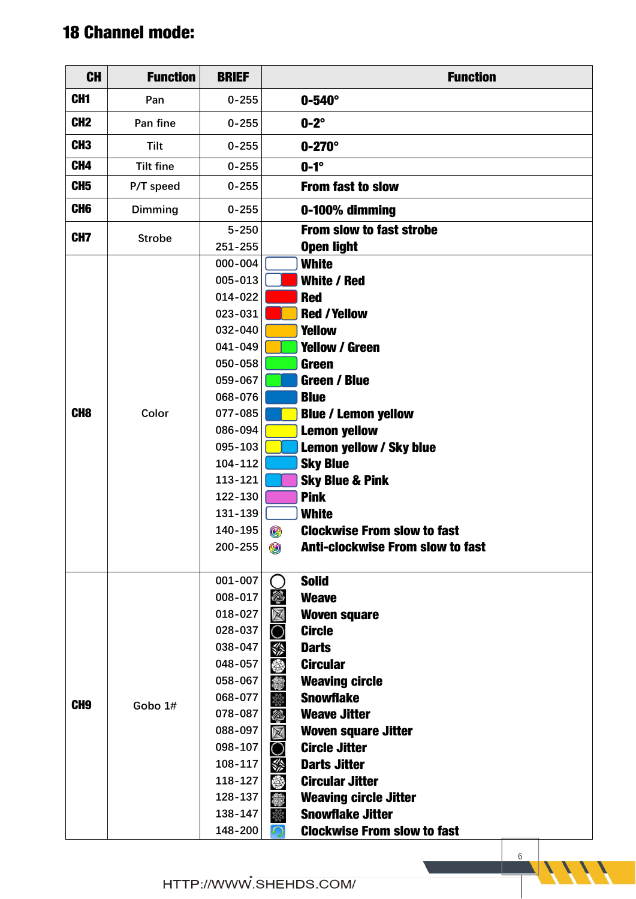## 18 Channel mode:

| CH | Function | BRIEF | Function |
|---|---|---|---|
| CH1 | Pan | 0-255 | 0-540° |
| CH2 | Pan fine | 0-255 | 0-2° |
| CH3 | Tilt | 0-255 | 0-270° |
| CH4 | Tilt fine | 0-255 | 0-1° |
| CH5 | P/T speed | 0-255 | From fast to slow |
| CH6 | Dimming | 0-255 | 0-100% dimming |
| CH7 | Strobe | 5-250 | From slow to fast strobe |
| | | 251-255 | Open light |
| CH8 | Color | 000-004 | White |
| | | 005-013 | White / Red |
| | | 014-022 | Red |
| | | 023-031 | Red / Yellow |
| | | 032-040 | Yellow |
| | | 041-049 | Yellow / Green |
| | | 050-058 | Green |
| | | 059-067 | Green / Blue |
| | | 068-076 | Blue |
| | | 077-085 | Blue / Lemon yellow |
| | | 086-094 | Lemon yellow |
| | | 095-103 | Lemon yellow / Sky blue |
| | | 104-112 | Sky Blue |
| | | 113-121 | Sky Blue & Pink |
| | | 122-130 | Pink |
| | | 131-139 | White |
| | | 140-195 | Clockwise From slow to fast |
| | | 200-255 | Anti-clockwise From slow to fast |
| CH9 | Gobo 1# | 001-007 | Solid |
| | | 008-017 | Weave |
| | | 018-027 | Woven square |
| | | 028-037 | Circle |
| | | 038-047 | Darts |
| | | 048-057 | Circular |
| | | 058-067 | Weaving circle |
| | | 068-077 | Snowflake |
| | | 078-087 | Weave Jitter |
| | | 088-097 | Woven square Jitter |
| | | 098-107 | Circle Jitter |
| | | 108-117 | Darts Jitter |
| | | 118-127 | Circular Jitter |
| | | 128-137 | Weaving circle Jitter |
| | | 138-147 | Snowflake Jitter |
| | | 148-200 | Clockwise From slow to fast |

HTTP://WWW.SHEHDS.COM/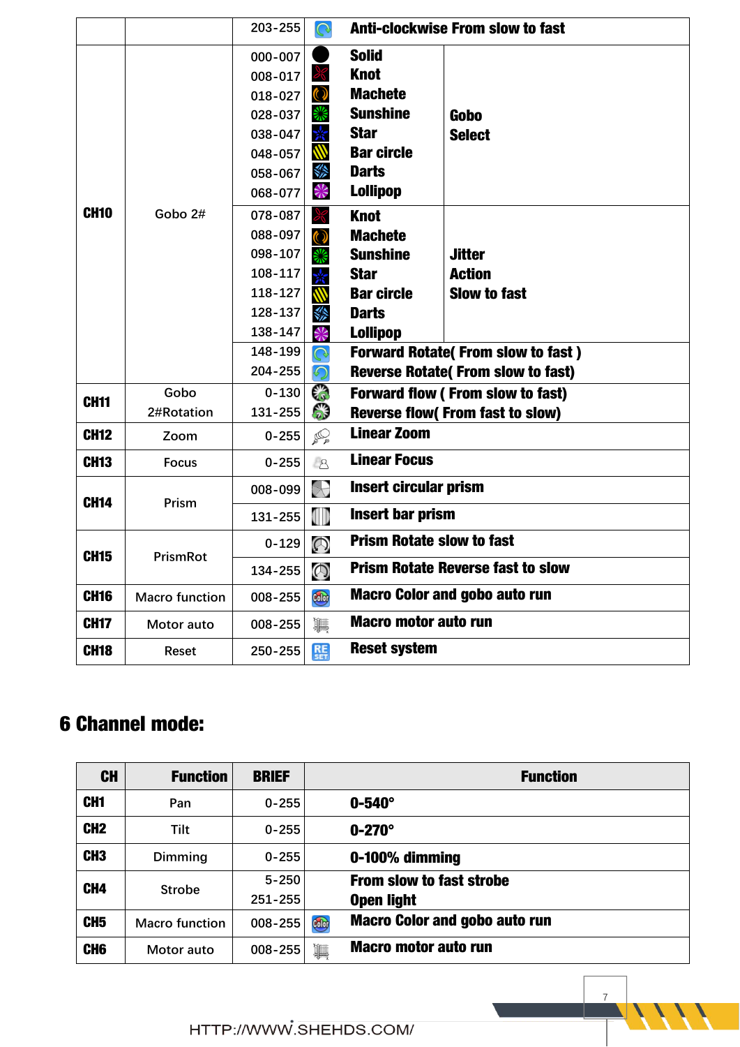| | | | | |
|---|---|---|---|---|
| | | 203-255 | Anti-clockwise From slow to fast | |
| CH10 | Gobo 2# | 000-007 | Solid | Gobo Select |
| | | 008-017 | Knot | |
| | | 018-027 | Machete | |
| | | 028-037 | Sunshine | |
| | | 038-047 | Star | |
| | | 048-057 | Bar circle | |
| | | 058-067 | Darts | |
| | | 068-077 | Lollipop | |
| | | 078-087 | Knot | Jitter Action Slow to fast |
| | | 088-097 | Machete | |
| | | 098-107 | Sunshine | |
| | | 108-117 | Star | |
| | | 118-127 | Bar circle | |
| | | 128-137 | Darts | |
| | | 138-147 | Lollipop | |
| | | 148-199 | Forward Rotate( From slow to fast ) | |
| | | 204-255 | Reverse Rotate( From slow to fast) | |
| CH11 | Gobo 2#Rotation | 0-130 | Forward flow ( From slow to fast) | |
| | | 131-255 | Reverse flow( From fast to slow) | |
| CH12 | Zoom | 0-255 | Linear Zoom | |
| CH13 | Focus | 0-255 | Linear Focus | |
| CH14 | Prism | 008-099 | Insert circular prism | |
| | | 131-255 | Insert bar prism | |
| CH15 | PrismRot | 0-129 | Prism Rotate slow to fast | |
| | | 134-255 | Prism Rotate Reverse fast to slow | |
| CH16 | Macro function | 008-255 | Macro Color and gobo auto run | |
| CH17 | Motor auto | 008-255 | Macro motor auto run | |
| CH18 | Reset | 250-255 | Reset system | |

# 6 Channel mode:

| CH | Function | BRIEF | Function |
|---|---|---|---|
| CH1 | Pan | 0-255 | 0-540° |
| CH2 | Tilt | 0-255 | 0-270° |
| CH3 | Dimming | 0-255 | 0-100% dimming |
| CH4 | Strobe | 5-250 | From slow to fast strobe |
| | | 251-255 | Open light |
| CH5 | Macro function | 008-255 | Macro Color and gobo auto run |
| CH6 | Motor auto | 008-255 | Macro motor auto run |

HTTP://WWW.SHEHDS.COM/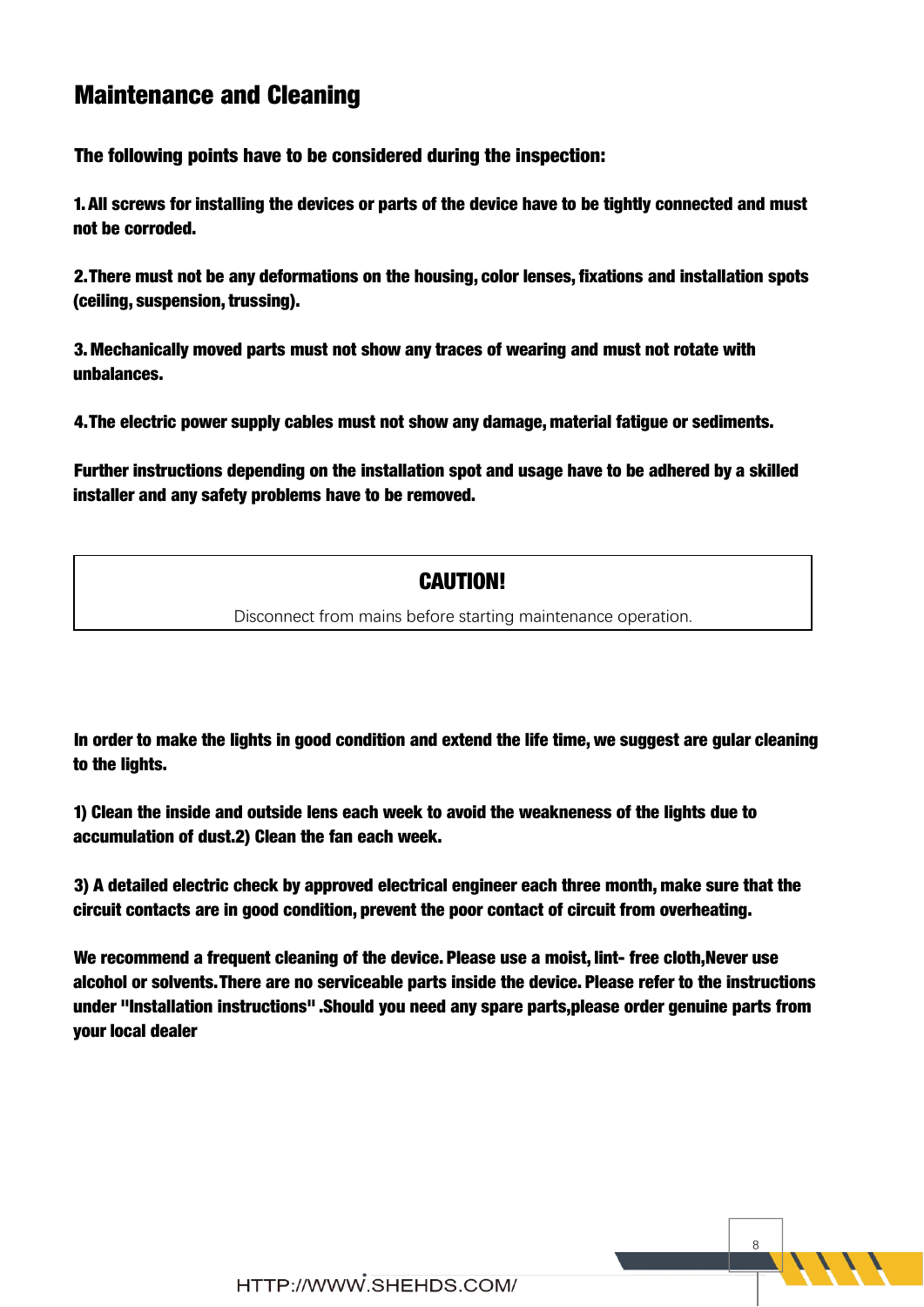# Maintenance and Cleaning

**The following points have to be considered during the inspection:**

**1. All screws for installing the devices or parts of the device have to be tightly connected and must not be corroded.**

**2. There must not be any deformations on the housing, color lenses, fixations and installation spots (ceiling, suspension, trussing).**

**3. Mechanically moved parts must not show any traces of wearing and must not rotate with unbalances.**

**4. The electric power supply cables must not show any damage, material fatigue or sediments.**

**Further instructions depending on the installation spot and usage have to be adhered by a skilled installer and any safety problems have to be removed.**

| CAUTION! |
| --- |
| Disconnect from mains before starting maintenance operation. |

**In order to make the lights in good condition and extend the life time, we suggest are gular cleaning to the lights.**

**1) Clean the inside and outside lens each week to avoid the weakneness of the lights due to accumulation of dust.2) Clean the fan each week.**

**3) A detailed electric check by approved electrical engineer each three month, make sure that the circuit contacts are in good condition, prevent the poor contact of circuit from overheating.**

**We recommend a frequent cleaning of the device. Please use a moist, lint- free cloth,Never use alcohol or solvents.There are no serviceable parts inside the device. Please refer to the instructions under "Installation instructions" .Should you need any spare parts,please order genuine parts from your local dealer**

HTTP://WWW.SHEHDS.COM/